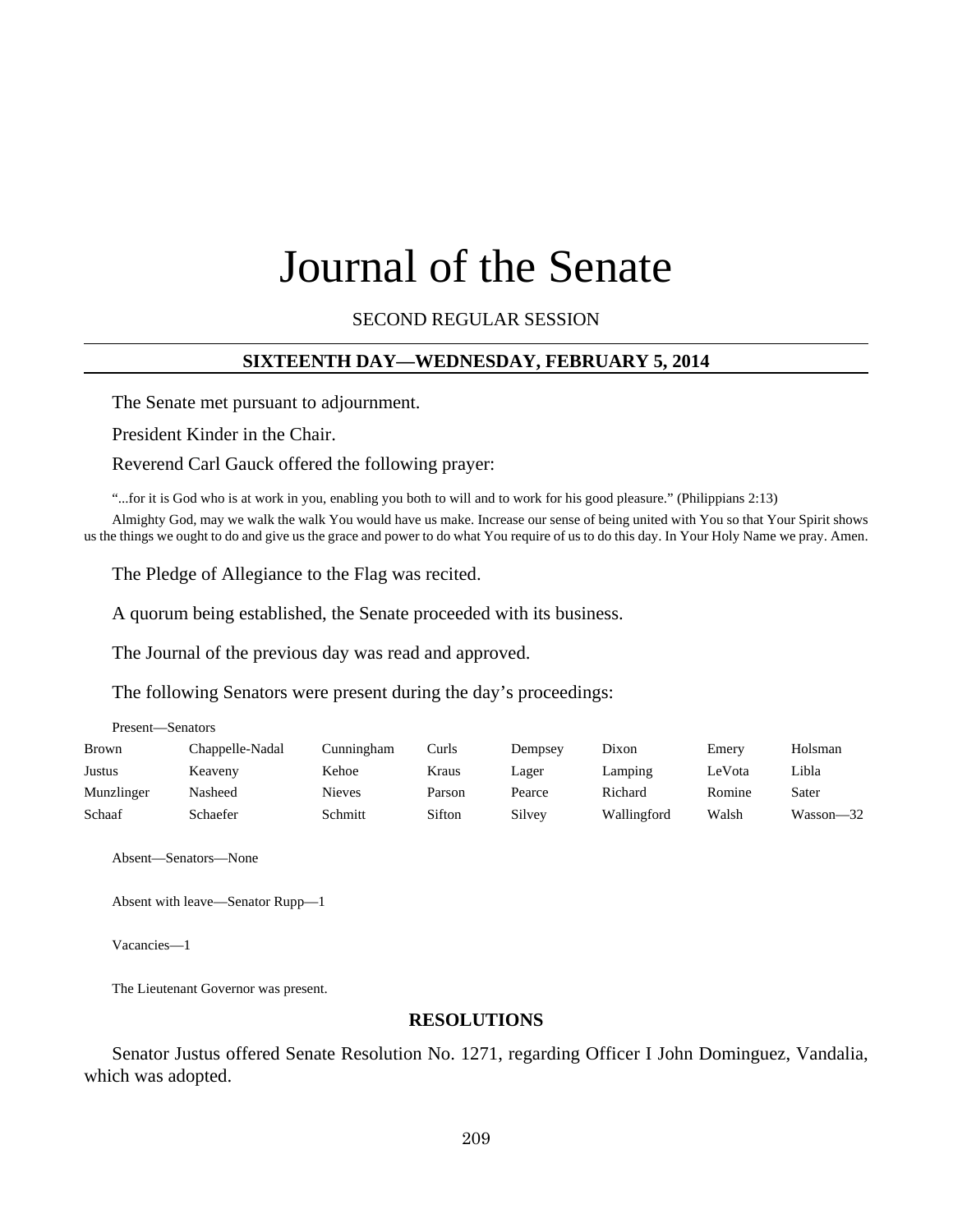# Journal of the Senate

SECOND REGULAR SESSION

**SIXTEENTH DAY—WEDNESDAY, FEBRUARY 5, 2014**

The Senate met pursuant to adjournment.

President Kinder in the Chair.

Reverend Carl Gauck offered the following prayer:

"...for it is God who is at work in you, enabling you both to will and to work for his good pleasure." (Philippians 2:13)

Almighty God, may we walk the walk You would have us make. Increase our sense of being united with You so that Your Spirit shows us the things we ought to do and give us the grace and power to do what You require of us to do this day. In Your Holy Name we pray. Amen.

The Pledge of Allegiance to the Flag was recited.

A quorum being established, the Senate proceeded with its business.

The Journal of the previous day was read and approved.

The following Senators were present during the day's proceedings:

Present—Senators

| | | | | | | | |
|---|---|---|---|---|---|---|---|
| Brown | Chappelle-Nadal | Cunningham | Curls | Dempsey | Dixon | Emery | Holsman |
| Justus | Keaveny | Kehoe | Kraus | Lager | Lamping | LeVota | Libla |
| Munzlinger | Nasheed | Nieves | Parson | Pearce | Richard | Romine | Sater |
| Schaaf | Schaefer | Schmitt | Sifton | Silvey | Wallingford | Walsh | Wasson—32 |

Absent—Senators—None

Absent with leave—Senator Rupp—1

Vacancies—1

The Lieutenant Governor was present.

## RESOLUTIONS

Senator Justus offered Senate Resolution No. 1271, regarding Officer I John Dominguez, Vandalia, which was adopted.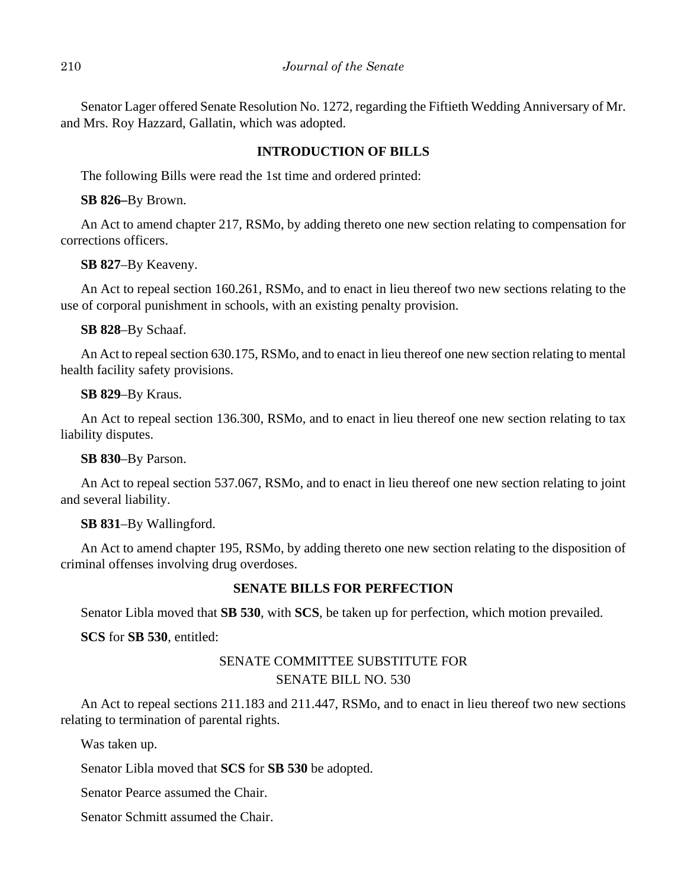Senator Lager offered Senate Resolution No. 1272, regarding the Fiftieth Wedding Anniversary of Mr. and Mrs. Roy Hazzard, Gallatin, which was adopted.

## INTRODUCTION OF BILLS

The following Bills were read the 1st time and ordered printed:

**SB 826–**By Brown.

An Act to amend chapter 217, RSMo, by adding thereto one new section relating to compensation for corrections officers.

**SB 827**–By Keaveny.

An Act to repeal section 160.261, RSMo, and to enact in lieu thereof two new sections relating to the use of corporal punishment in schools, with an existing penalty provision.

**SB 828**–By Schaaf.

An Act to repeal section 630.175, RSMo, and to enact in lieu thereof one new section relating to mental health facility safety provisions.

**SB 829**–By Kraus.

An Act to repeal section 136.300, RSMo, and to enact in lieu thereof one new section relating to tax liability disputes.

**SB 830**–By Parson.

An Act to repeal section 537.067, RSMo, and to enact in lieu thereof one new section relating to joint and several liability.

**SB 831**–By Wallingford.

An Act to amend chapter 195, RSMo, by adding thereto one new section relating to the disposition of criminal offenses involving drug overdoses.

## SENATE BILLS FOR PERFECTION

Senator Libla moved that **SB 530**, with **SCS**, be taken up for perfection, which motion prevailed.

**SCS** for **SB 530**, entitled:

SENATE COMMITTEE SUBSTITUTE FOR
SENATE BILL NO. 530

An Act to repeal sections 211.183 and 211.447, RSMo, and to enact in lieu thereof two new sections relating to termination of parental rights.

Was taken up.

Senator Libla moved that **SCS** for **SB 530** be adopted.

Senator Pearce assumed the Chair.

Senator Schmitt assumed the Chair.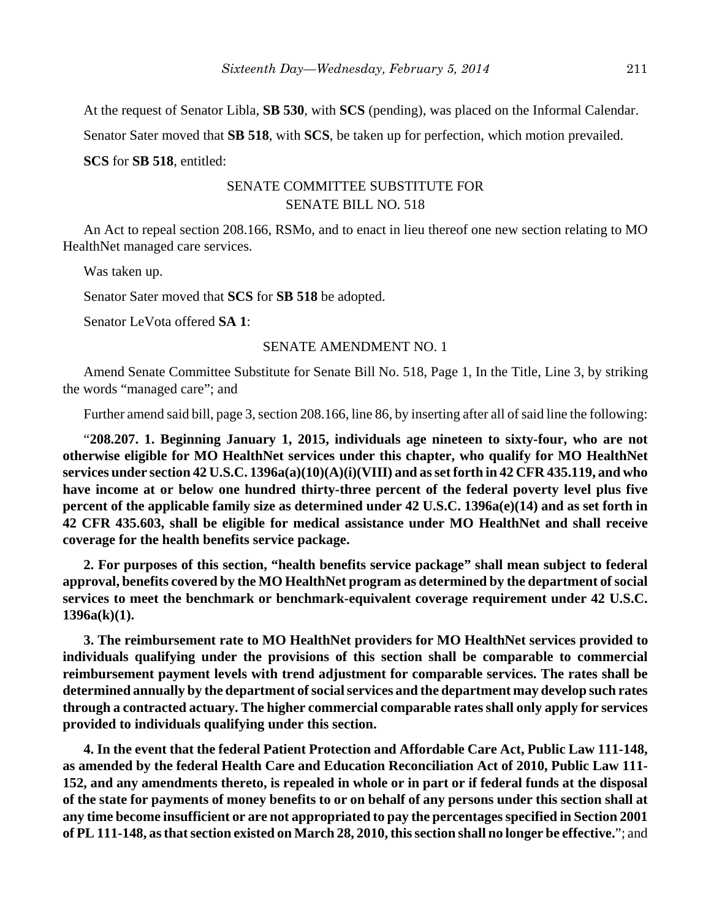At the request of Senator Libla, **SB 530**, with **SCS** (pending), was placed on the Informal Calendar.

Senator Sater moved that **SB 518**, with **SCS**, be taken up for perfection, which motion prevailed.

**SCS** for **SB 518**, entitled:

SENATE COMMITTEE SUBSTITUTE FOR
SENATE BILL NO. 518

An Act to repeal section 208.166, RSMo, and to enact in lieu thereof one new section relating to MO HealthNet managed care services.

Was taken up.

Senator Sater moved that **SCS** for **SB 518** be adopted.

Senator LeVota offered **SA 1**:

SENATE AMENDMENT NO. 1

Amend Senate Committee Substitute for Senate Bill No. 518, Page 1, In the Title, Line 3, by striking the words "managed care"; and

Further amend said bill, page 3, section 208.166, line 86, by inserting after all of said line the following:

"**208.207. 1. Beginning January 1, 2015, individuals age nineteen to sixty-four, who are not otherwise eligible for MO HealthNet services under this chapter, who qualify for MO HealthNet services under section 42 U.S.C. 1396a(a)(10)(A)(i)(VIII) and as set forth in 42 CFR 435.119, and who have income at or below one hundred thirty-three percent of the federal poverty level plus five percent of the applicable family size as determined under 42 U.S.C. 1396a(e)(14) and as set forth in 42 CFR 435.603, shall be eligible for medical assistance under MO HealthNet and shall receive coverage for the health benefits service package.**

**2. For purposes of this section, "health benefits service package" shall mean subject to federal approval, benefits covered by the MO HealthNet program as determined by the department of social services to meet the benchmark or benchmark-equivalent coverage requirement under 42 U.S.C. 1396a(k)(1).**

**3. The reimbursement rate to MO HealthNet providers for MO HealthNet services provided to individuals qualifying under the provisions of this section shall be comparable to commercial reimbursement payment levels with trend adjustment for comparable services. The rates shall be determined annually by the department of social services and the department may develop such rates through a contracted actuary. The higher commercial comparable rates shall only apply for services provided to individuals qualifying under this section.**

**4. In the event that the federal Patient Protection and Affordable Care Act, Public Law 111-148, as amended by the federal Health Care and Education Reconciliation Act of 2010, Public Law 111-152, and any amendments thereto, is repealed in whole or in part or if federal funds at the disposal of the state for payments of money benefits to or on behalf of any persons under this section shall at any time become insufficient or are not appropriated to pay the percentages specified in Section 2001 of PL 111-148, as that section existed on March 28, 2010, this section shall no longer be effective.**"; and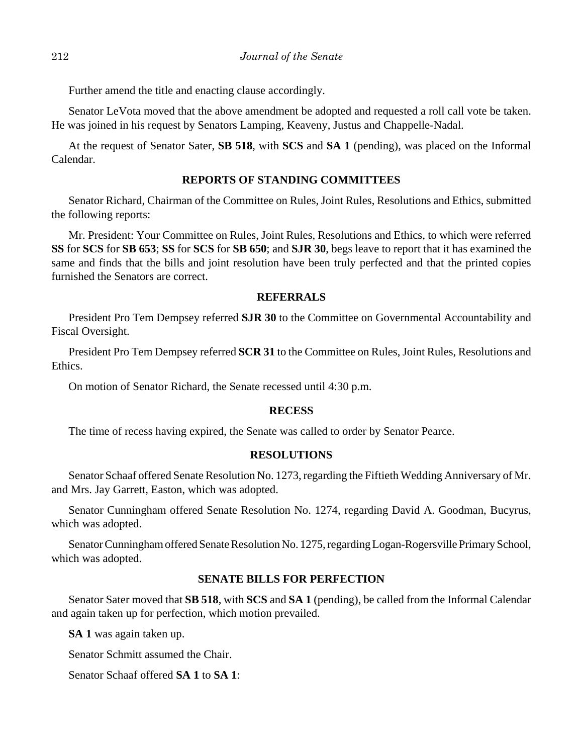Further amend the title and enacting clause accordingly.

Senator LeVota moved that the above amendment be adopted and requested a roll call vote be taken. He was joined in his request by Senators Lamping, Keaveny, Justus and Chappelle-Nadal.

At the request of Senator Sater, **SB 518**, with **SCS** and **SA 1** (pending), was placed on the Informal Calendar.

## REPORTS OF STANDING COMMITTEES

Senator Richard, Chairman of the Committee on Rules, Joint Rules, Resolutions and Ethics, submitted the following reports:

Mr. President: Your Committee on Rules, Joint Rules, Resolutions and Ethics, to which were referred **SS** for **SCS** for **SB 653**; **SS** for **SCS** for **SB 650**; and **SJR 30**, begs leave to report that it has examined the same and finds that the bills and joint resolution have been truly perfected and that the printed copies furnished the Senators are correct.

## REFERRALS

President Pro Tem Dempsey referred **SJR 30** to the Committee on Governmental Accountability and Fiscal Oversight.

President Pro Tem Dempsey referred **SCR 31** to the Committee on Rules, Joint Rules, Resolutions and Ethics.

On motion of Senator Richard, the Senate recessed until 4:30 p.m.

## RECESS

The time of recess having expired, the Senate was called to order by Senator Pearce.

## RESOLUTIONS

Senator Schaaf offered Senate Resolution No. 1273, regarding the Fiftieth Wedding Anniversary of Mr. and Mrs. Jay Garrett, Easton, which was adopted.

Senator Cunningham offered Senate Resolution No. 1274, regarding David A. Goodman, Bucyrus, which was adopted.

Senator Cunningham offered Senate Resolution No. 1275, regarding Logan-Rogersville Primary School, which was adopted.

## SENATE BILLS FOR PERFECTION

Senator Sater moved that **SB 518**, with **SCS** and **SA 1** (pending), be called from the Informal Calendar and again taken up for perfection, which motion prevailed.

**SA 1** was again taken up.

Senator Schmitt assumed the Chair.

Senator Schaaf offered **SA 1** to **SA 1**: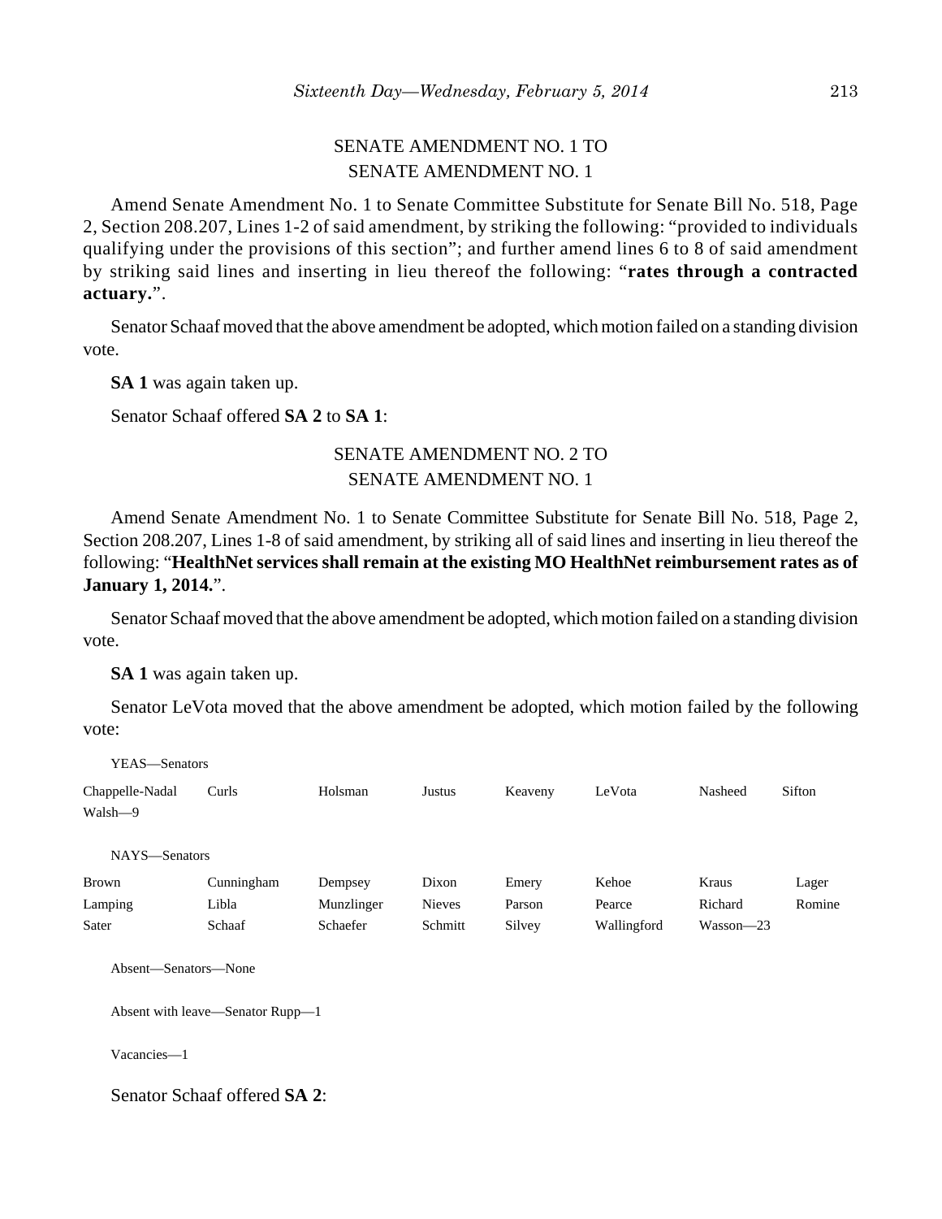SENATE AMENDMENT NO. 1 TO
SENATE AMENDMENT NO. 1

Amend Senate Amendment No. 1 to Senate Committee Substitute for Senate Bill No. 518, Page 2, Section 208.207, Lines 1-2 of said amendment, by striking the following: "provided to individuals qualifying under the provisions of this section"; and further amend lines 6 to 8 of said amendment by striking said lines and inserting in lieu thereof the following: "**rates through a contracted actuary.**".

Senator Schaaf moved that the above amendment be adopted, which motion failed on a standing division vote.

**SA 1** was again taken up.

Senator Schaaf offered **SA 2** to **SA 1**:

SENATE AMENDMENT NO. 2 TO
SENATE AMENDMENT NO. 1

Amend Senate Amendment No. 1 to Senate Committee Substitute for Senate Bill No. 518, Page 2, Section 208.207, Lines 1-8 of said amendment, by striking all of said lines and inserting in lieu thereof the following: "**HealthNet services shall remain at the existing MO HealthNet reimbursement rates as of January 1, 2014.**".

Senator Schaaf moved that the above amendment be adopted, which motion failed on a standing division vote.

**SA 1** was again taken up.

Senator LeVota moved that the above amendment be adopted, which motion failed by the following vote:

YEAS—Senators

| | | | | | | | |
|---|---|---|---|---|---|---|---|
| Chappelle-Nadal | Curls | Holsman | Justus | Keaveny | LeVota | Nasheed | Sifton |
| Walsh—9 | | | | | | | |

NAYS—Senators

| | | | | | | | |
|---|---|---|---|---|---|---|---|
| Brown | Cunningham | Dempsey | Dixon | Emery | Kehoe | Kraus | Lager |
| Lamping | Libla | Munzlinger | Nieves | Parson | Pearce | Richard | Romine |
| Sater | Schaaf | Schaefer | Schmitt | Silvey | Wallingford | Wasson—23 | |

Absent—Senators—None

Absent with leave—Senator Rupp—1

Vacancies—1

Senator Schaaf offered **SA 2**: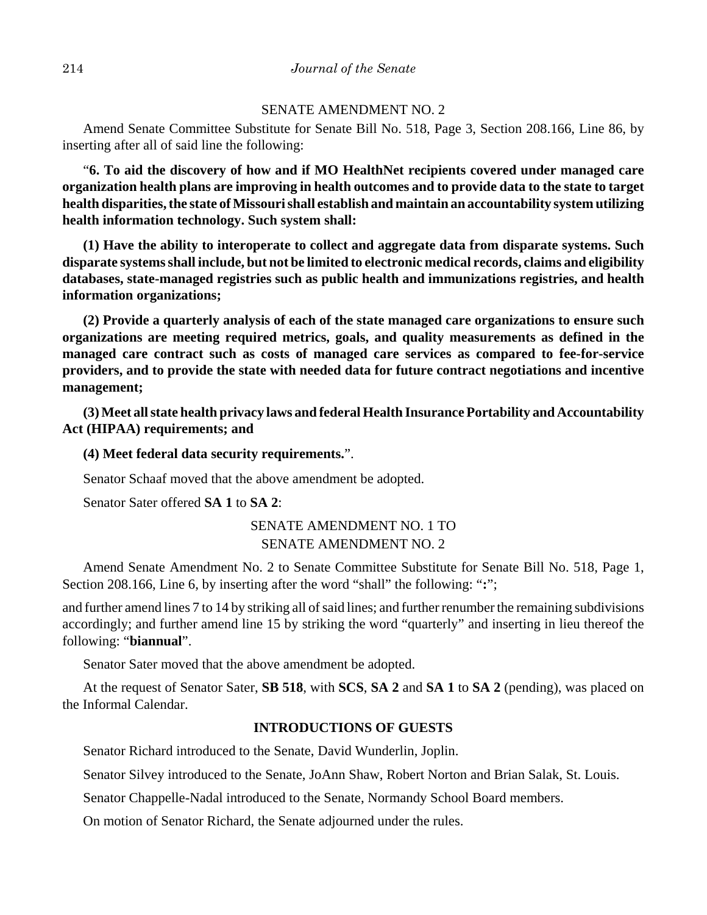SENATE AMENDMENT NO. 2

Amend Senate Committee Substitute for Senate Bill No. 518, Page 3, Section 208.166, Line 86, by inserting after all of said line the following:

"**6. To aid the discovery of how and if MO HealthNet recipients covered under managed care organization health plans are improving in health outcomes and to provide data to the state to target health disparities, the state of Missouri shall establish and maintain an accountability system utilizing health information technology. Such system shall:**

**(1) Have the ability to interoperate to collect and aggregate data from disparate systems. Such disparate systems shall include, but not be limited to electronic medical records, claims and eligibility databases, state-managed registries such as public health and immunizations registries, and health information organizations;**

**(2) Provide a quarterly analysis of each of the state managed care organizations to ensure such organizations are meeting required metrics, goals, and quality measurements as defined in the managed care contract such as costs of managed care services as compared to fee-for-service providers, and to provide the state with needed data for future contract negotiations and incentive management;**

**(3) Meet all state health privacy laws and federal Health Insurance Portability and Accountability Act (HIPAA) requirements; and**

**(4) Meet federal data security requirements.**".

Senator Schaaf moved that the above amendment be adopted.

Senator Sater offered **SA 1** to **SA 2**:

SENATE AMENDMENT NO. 1 TO
SENATE AMENDMENT NO. 2

Amend Senate Amendment No. 2 to Senate Committee Substitute for Senate Bill No. 518, Page 1, Section 208.166, Line 6, by inserting after the word "shall" the following: "**:**";

and further amend lines 7 to 14 by striking all of said lines; and further renumber the remaining subdivisions accordingly; and further amend line 15 by striking the word "quarterly" and inserting in lieu thereof the following: "**biannual**".

Senator Sater moved that the above amendment be adopted.

At the request of Senator Sater, **SB 518**, with **SCS**, **SA 2** and **SA 1** to **SA 2** (pending), was placed on the Informal Calendar.

**INTRODUCTIONS OF GUESTS**

Senator Richard introduced to the Senate, David Wunderlin, Joplin.

Senator Silvey introduced to the Senate, JoAnn Shaw, Robert Norton and Brian Salak, St. Louis.

Senator Chappelle-Nadal introduced to the Senate, Normandy School Board members.

On motion of Senator Richard, the Senate adjourned under the rules.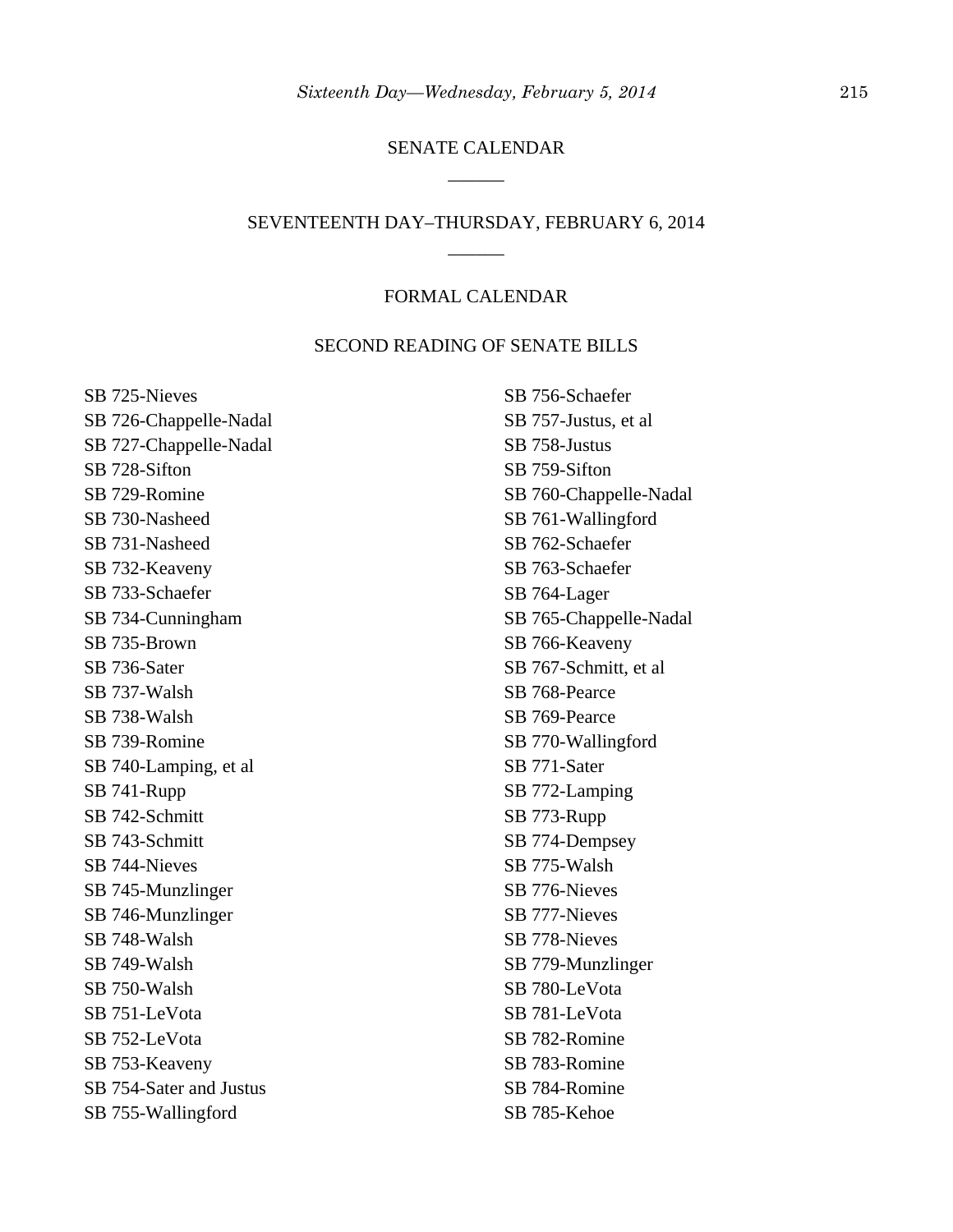## SENATE CALENDAR

______

## SEVENTEENTH DAY–THURSDAY, FEBRUARY 6, 2014

______

### FORMAL CALENDAR

#### SECOND READING OF SENATE BILLS

SB 725-Nieves
SB 726-Chappelle-Nadal
SB 727-Chappelle-Nadal
SB 728-Sifton
SB 729-Romine
SB 730-Nasheed
SB 731-Nasheed
SB 732-Keaveny
SB 733-Schaefer
SB 734-Cunningham
SB 735-Brown
SB 736-Sater
SB 737-Walsh
SB 738-Walsh
SB 739-Romine
SB 740-Lamping, et al
SB 741-Rupp
SB 742-Schmitt
SB 743-Schmitt
SB 744-Nieves
SB 745-Munzlinger
SB 746-Munzlinger
SB 748-Walsh
SB 749-Walsh
SB 750-Walsh
SB 751-LeVota
SB 752-LeVota
SB 753-Keaveny
SB 754-Sater and Justus
SB 755-Wallingford
SB 756-Schaefer
SB 757-Justus, et al
SB 758-Justus
SB 759-Sifton
SB 760-Chappelle-Nadal
SB 761-Wallingford
SB 762-Schaefer
SB 763-Schaefer
SB 764-Lager
SB 765-Chappelle-Nadal
SB 766-Keaveny
SB 767-Schmitt, et al
SB 768-Pearce
SB 769-Pearce
SB 770-Wallingford
SB 771-Sater
SB 772-Lamping
SB 773-Rupp
SB 774-Dempsey
SB 775-Walsh
SB 776-Nieves
SB 777-Nieves
SB 778-Nieves
SB 779-Munzlinger
SB 780-LeVota
SB 781-LeVota
SB 782-Romine
SB 783-Romine
SB 784-Romine
SB 785-Kehoe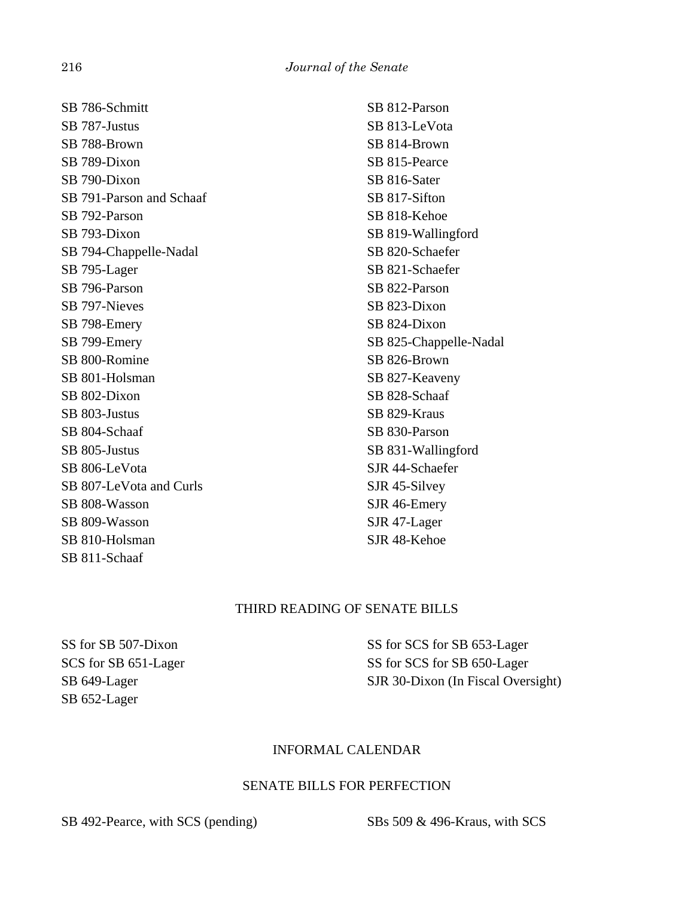SB 786-Schmitt
SB 787-Justus
SB 788-Brown
SB 789-Dixon
SB 790-Dixon
SB 791-Parson and Schaaf
SB 792-Parson
SB 793-Dixon
SB 794-Chappelle-Nadal
SB 795-Lager
SB 796-Parson
SB 797-Nieves
SB 798-Emery
SB 799-Emery
SB 800-Romine
SB 801-Holsman
SB 802-Dixon
SB 803-Justus
SB 804-Schaaf
SB 805-Justus
SB 806-LeVota
SB 807-LeVota and Curls
SB 808-Wasson
SB 809-Wasson
SB 810-Holsman
SB 811-Schaaf
SB 812-Parson
SB 813-LeVota
SB 814-Brown
SB 815-Pearce
SB 816-Sater
SB 817-Sifton
SB 818-Kehoe
SB 819-Wallingford
SB 820-Schaefer
SB 821-Schaefer
SB 822-Parson
SB 823-Dixon
SB 824-Dixon
SB 825-Chappelle-Nadal
SB 826-Brown
SB 827-Keaveny
SB 828-Schaaf
SB 829-Kraus
SB 830-Parson
SB 831-Wallingford
SJR 44-Schaefer
SJR 45-Silvey
SJR 46-Emery
SJR 47-Lager
SJR 48-Kehoe

## THIRD READING OF SENATE BILLS

SS for SB 507-Dixon
SCS for SB 651-Lager
SB 649-Lager
SB 652-Lager
SS for SCS for SB 653-Lager
SS for SCS for SB 650-Lager
SJR 30-Dixon (In Fiscal Oversight)

## INFORMAL CALENDAR

### SENATE BILLS FOR PERFECTION

SB 492-Pearce, with SCS (pending)
SBs 509 & 496-Kraus, with SCS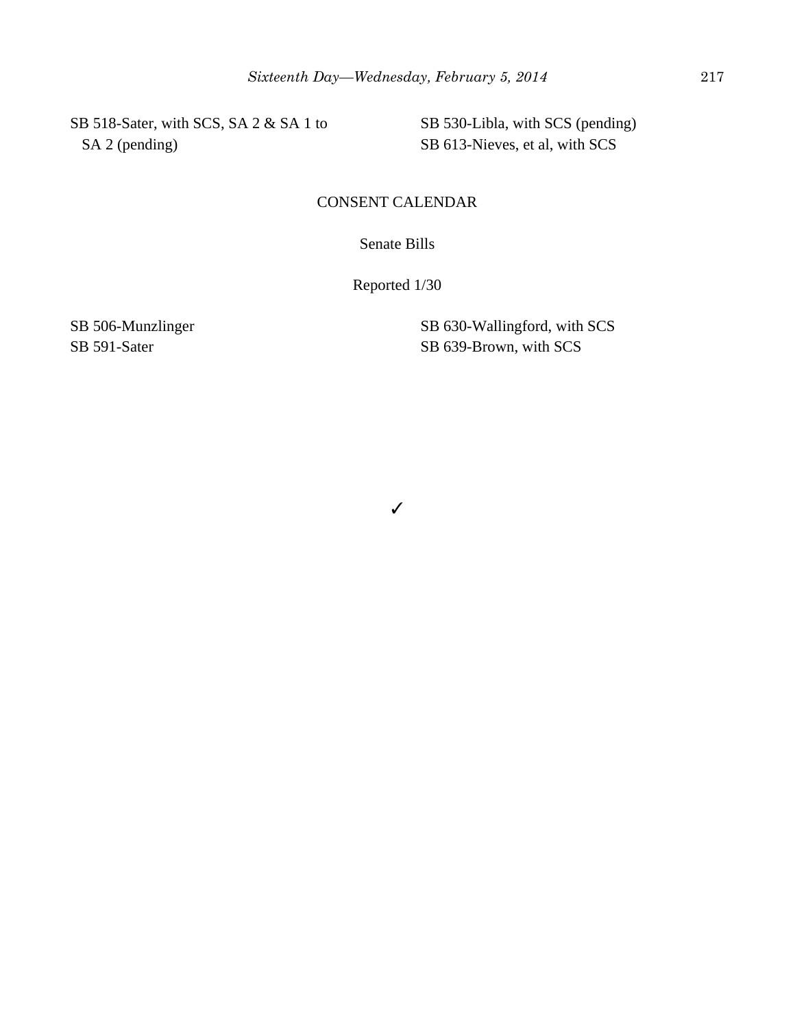SB 518-Sater, with SCS, SA 2 & SA 1 to SA 2 (pending)

SB 530-Libla, with SCS (pending)

SB 613-Nieves, et al, with SCS

## CONSENT CALENDAR

### Senate Bills

Reported 1/30

SB 506-Munzlinger

SB 591-Sater

SB 630-Wallingford, with SCS

SB 639-Brown, with SCS

✓